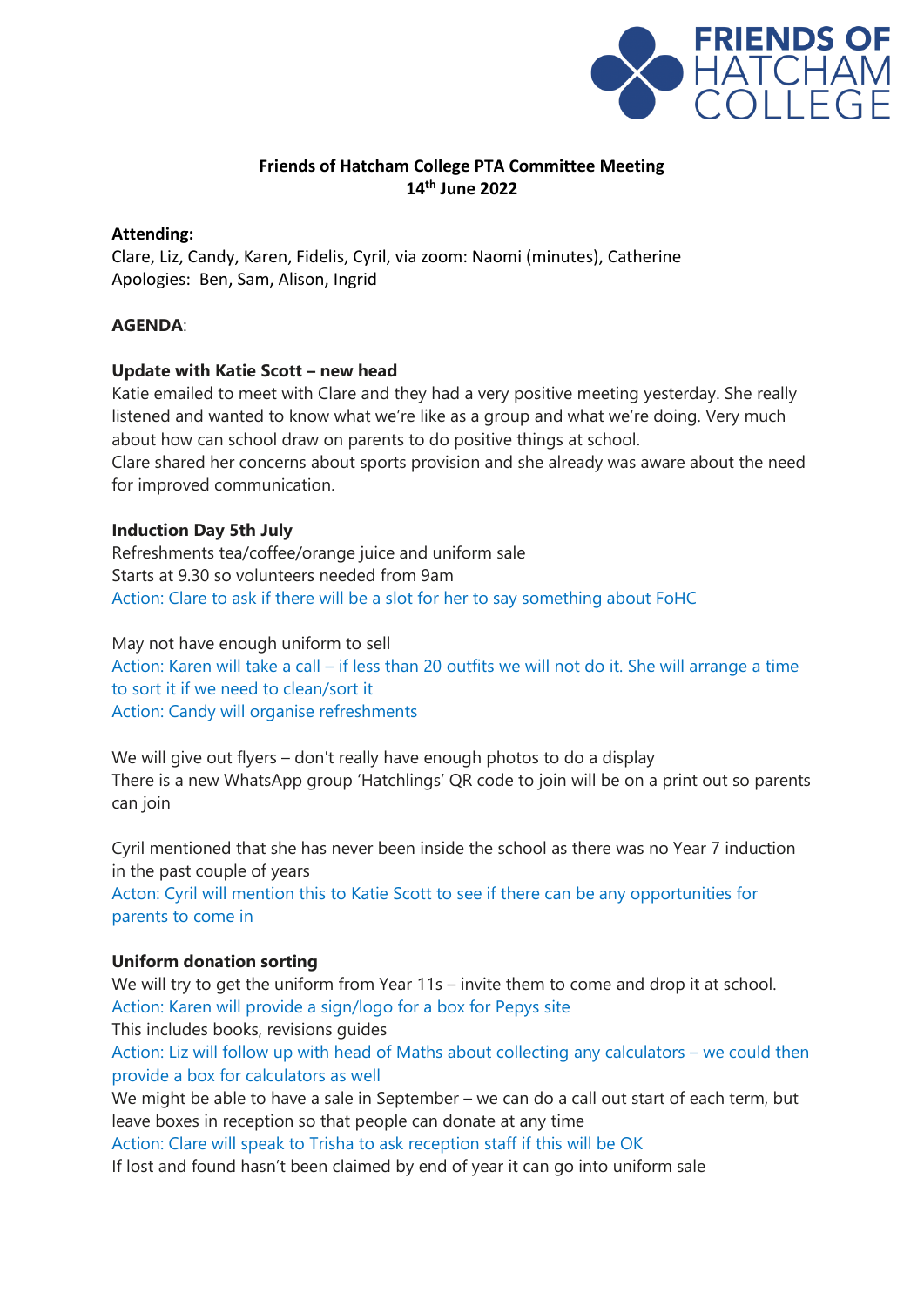**Friends of Hatcham College PTA Committee Meeting**
**14th June 2022**

**Attending:**
Clare, Liz, Candy, Karen, Fidelis, Cyril, via zoom: Naomi (minutes), Catherine
Apologies: Ben, Sam, Alison, Ingrid

**AGENDA**:

**Update with Katie Scott – new head**
Katie emailed to meet with Clare and they had a very positive meeting yesterday. She really listened and wanted to know what we're like as a group and what we're doing. Very much about how can school draw on parents to do positive things at school.
Clare shared her concerns about sports provision and she already was aware about the need for improved communication.

**Induction Day 5th July**
Refreshments tea/coffee/orange juice and uniform sale
Starts at 9.30 so volunteers needed from 9am
Action: Clare to ask if there will be a slot for her to say something about FoHC

May not have enough uniform to sell
Action: Karen will take a call – if less than 20 outfits we will not do it. She will arrange a time to sort it if we need to clean/sort it
Action: Candy will organise refreshments

We will give out flyers – don't really have enough photos to do a display
There is a new WhatsApp group 'Hatchlings' QR code to join will be on a print out so parents can join

Cyril mentioned that she has never been inside the school as there was no Year 7 induction in the past couple of years
Acton: Cyril will mention this to Katie Scott to see if there can be any opportunities for parents to come in

**Uniform donation sorting**
We will try to get the uniform from Year 11s – invite them to come and drop it at school.
Action: Karen will provide a sign/logo for a box for Pepys site
This includes books, revisions guides
Action: Liz will follow up with head of Maths about collecting any calculators – we could then provide a box for calculators as well
We might be able to have a sale in September – we can do a call out start of each term, but leave boxes in reception so that people can donate at any time
Action: Clare will speak to Trisha to ask reception staff if this will be OK
If lost and found hasn't been claimed by end of year it can go into uniform sale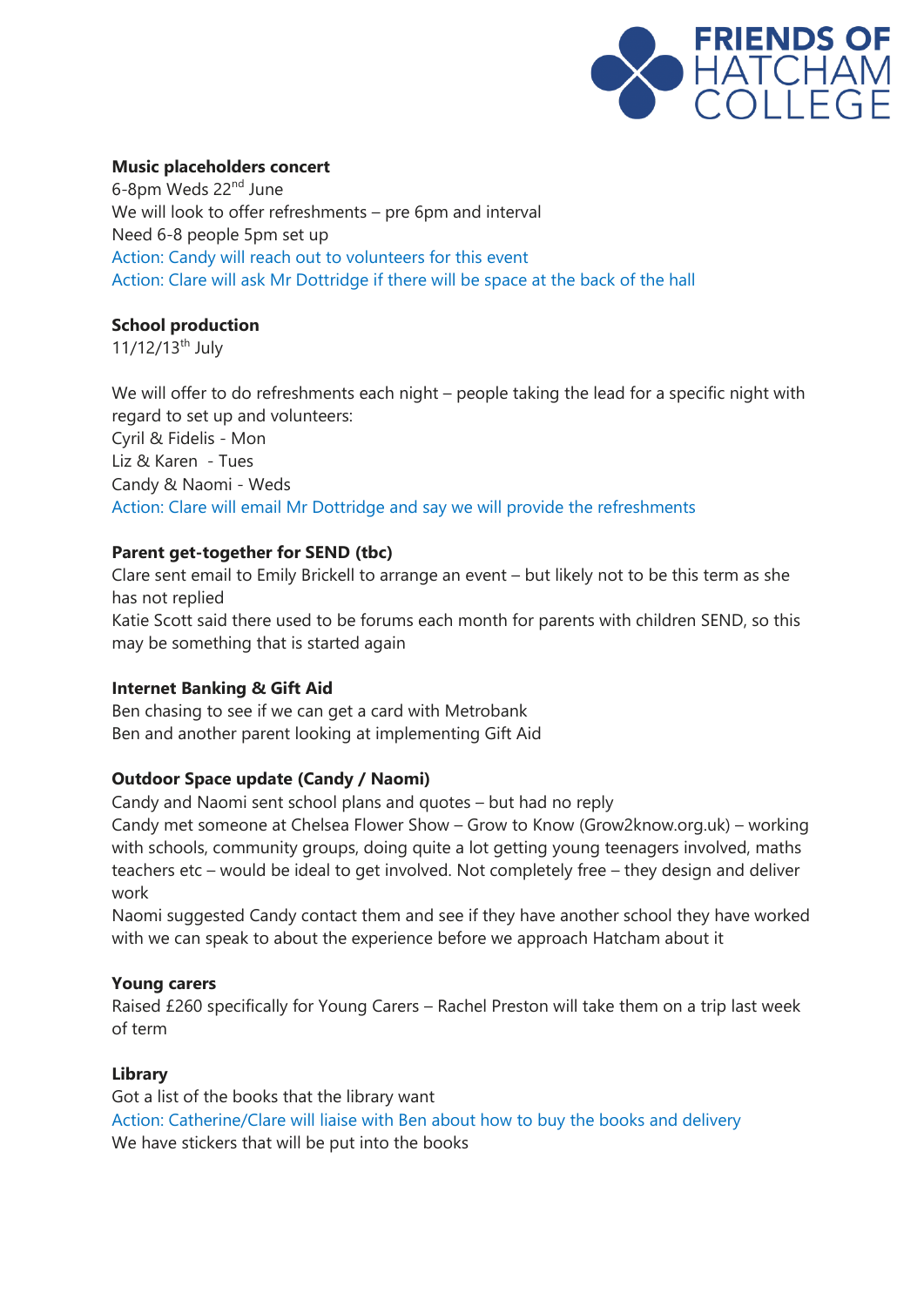**Music placeholders concert**

6-8pm Weds 22nd June

We will look to offer refreshments – pre 6pm and interval

Need 6-8 people 5pm set up

Action: Candy will reach out to volunteers for this event

Action: Clare will ask Mr Dottridge if there will be space at the back of the hall

**School production**

11/12/13th July

We will offer to do refreshments each night – people taking the lead for a specific night with regard to set up and volunteers:

Cyril & Fidelis - Mon

Liz & Karen - Tues

Candy & Naomi - Weds

Action: Clare will email Mr Dottridge and say we will provide the refreshments

**Parent get-together for SEND (tbc)**

Clare sent email to Emily Brickell to arrange an event – but likely not to be this term as she has not replied

Katie Scott said there used to be forums each month for parents with children SEND, so this may be something that is started again

**Internet Banking & Gift Aid**

Ben chasing to see if we can get a card with Metrobank

Ben and another parent looking at implementing Gift Aid

**Outdoor Space update (Candy / Naomi)**

Candy and Naomi sent school plans and quotes – but had no reply

Candy met someone at Chelsea Flower Show – Grow to Know (Grow2know.org.uk) – working with schools, community groups, doing quite a lot getting young teenagers involved, maths teachers etc – would be ideal to get involved. Not completely free – they design and deliver work

Naomi suggested Candy contact them and see if they have another school they have worked with we can speak to about the experience before we approach Hatcham about it

**Young carers**

Raised £260 specifically for Young Carers – Rachel Preston will take them on a trip last week of term

**Library**

Got a list of the books that the library want

Action: Catherine/Clare will liaise with Ben about how to buy the books and delivery

We have stickers that will be put into the books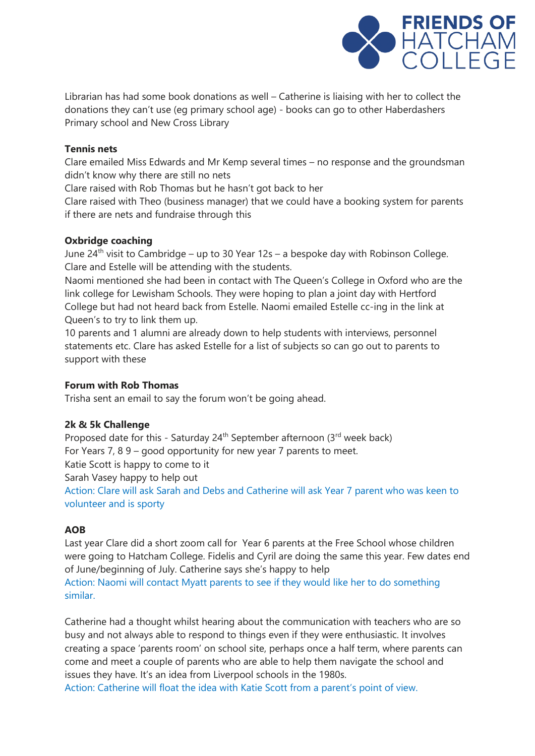Librarian has had some book donations as well – Catherine is liaising with her to collect the donations they can't use (eg primary school age) - books can go to other Haberdashers Primary school and New Cross Library

**Tennis nets**

Clare emailed Miss Edwards and Mr Kemp several times – no response and the groundsman didn't know why there are still no nets

Clare raised with Rob Thomas but he hasn't got back to her

Clare raised with Theo (business manager) that we could have a booking system for parents if there are nets and fundraise through this

**Oxbridge coaching**

June 24th visit to Cambridge – up to 30 Year 12s – a bespoke day with Robinson College. Clare and Estelle will be attending with the students.

Naomi mentioned she had been in contact with The Queen's College in Oxford who are the link college for Lewisham Schools. They were hoping to plan a joint day with Hertford College but had not heard back from Estelle. Naomi emailed Estelle cc-ing in the link at Queen's to try to link them up.

10 parents and 1 alumni are already down to help students with interviews, personnel statements etc. Clare has asked Estelle for a list of subjects so can go out to parents to support with these

**Forum with Rob Thomas**

Trisha sent an email to say the forum won't be going ahead.

**2k & 5k Challenge**

Proposed date for this - Saturday 24th September afternoon (3rd week back)

For Years 7, 8 9 – good opportunity for new year 7 parents to meet.

Katie Scott is happy to come to it

Sarah Vasey happy to help out

Action: Clare will ask Sarah and Debs and Catherine will ask Year 7 parent who was keen to volunteer and is sporty

**AOB**

Last year Clare did a short zoom call for Year 6 parents at the Free School whose children were going to Hatcham College. Fidelis and Cyril are doing the same this year. Few dates end of June/beginning of July. Catherine says she's happy to help

Action: Naomi will contact Myatt parents to see if they would like her to do something similar.

Catherine had a thought whilst hearing about the communication with teachers who are so busy and not always able to respond to things even if they were enthusiastic. It involves creating a space 'parents room' on school site, perhaps once a half term, where parents can come and meet a couple of parents who are able to help them navigate the school and issues they have. It's an idea from Liverpool schools in the 1980s.

Action: Catherine will float the idea with Katie Scott from a parent's point of view.